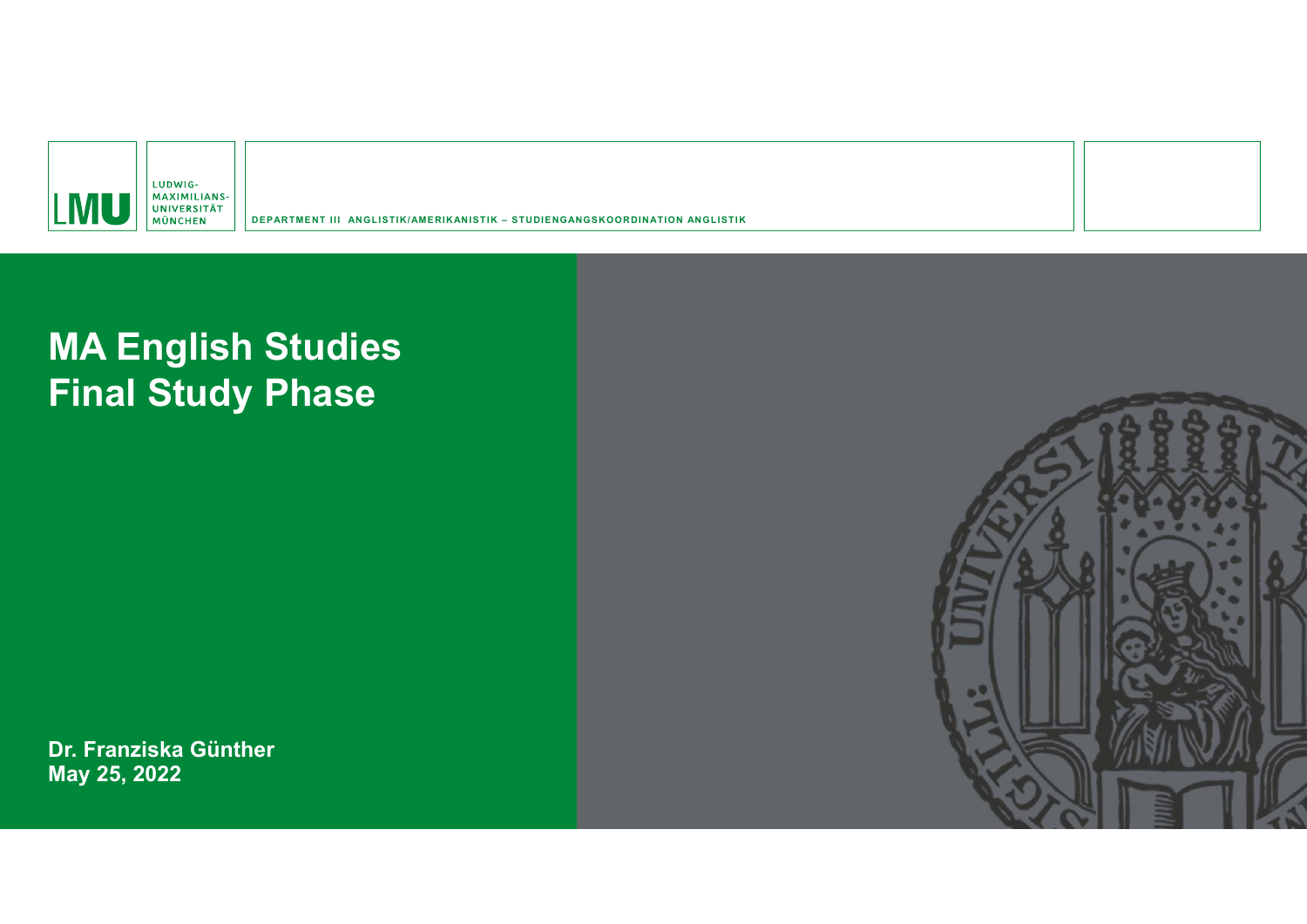LUDWIG-MAXIMILIANS-UNIVERSITÄT MÜNCHEN

DEPARTMENT III ANGLISTIK/AMERIKANISTIK – STUDIENGANGSKOORDINATION ANGLISTIK

# MA English Studies
# Final Study Phase

**Dr. Franziska Günther**
**May 25, 2022**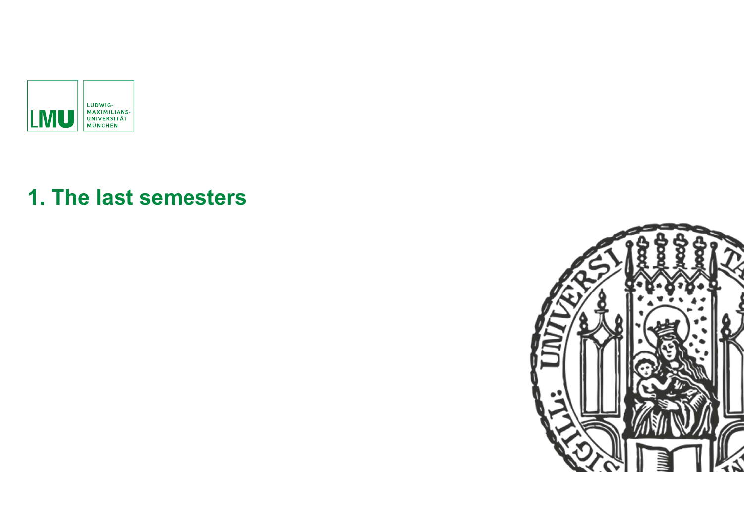# 1. The last semesters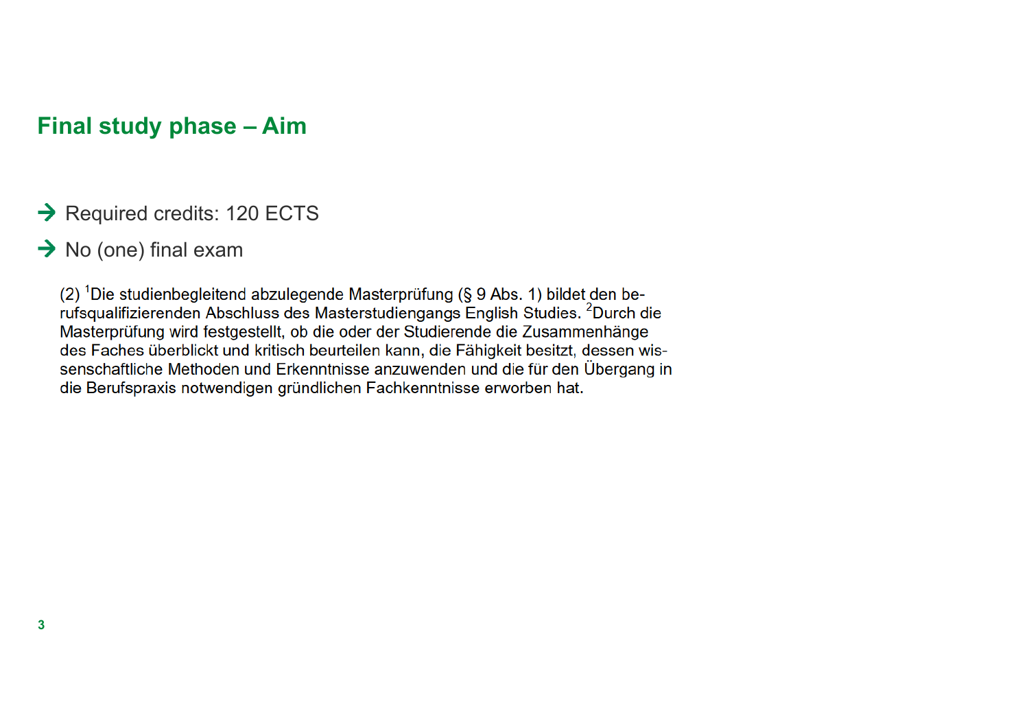# Final study phase – Aim

- Required credits: 120 ECTS
- No (one) final exam

(2) [1]Die studienbegleitend abzulegende Masterprüfung (§ 9 Abs. 1) bildet den berufsqualifizierenden Abschluss des Masterstudiengangs English Studies. [2]Durch die Masterprüfung wird festgestellt, ob die oder der Studierende die Zusammenhänge des Faches überblickt und kritisch beurteilen kann, die Fähigkeit besitzt, dessen wissenschaftliche Methoden und Erkenntnisse anzuwenden und die für den Übergang in die Berufspraxis notwendigen gründlichen Fachkenntnisse erworben hat.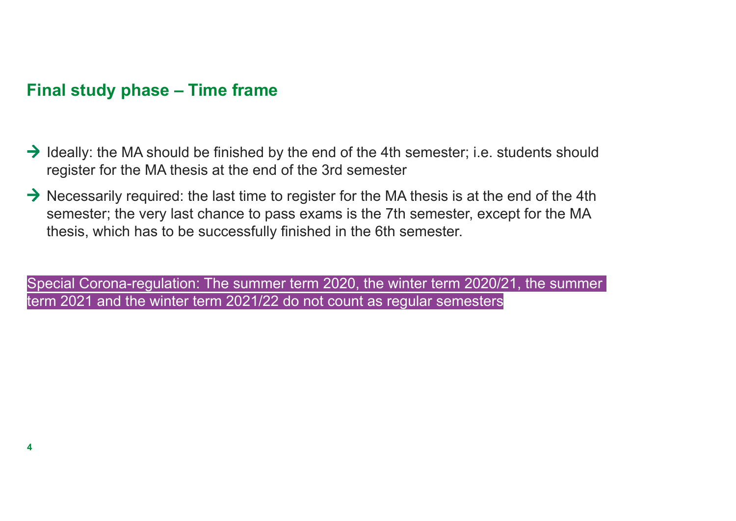## Final study phase – Time frame

- → Ideally: the MA should be finished by the end of the 4th semester; i.e. students should register for the MA thesis at the end of the 3rd semester
- → Necessarily required: the last time to register for the MA thesis is at the end of the 4th semester; the very last chance to pass exams is the 7th semester, except for the MA thesis, which has to be successfully finished in the 6th semester.

Special Corona-regulation: The summer term 2020, the winter term 2020/21, the summer term 2021 and the winter term 2021/22 do not count as regular semesters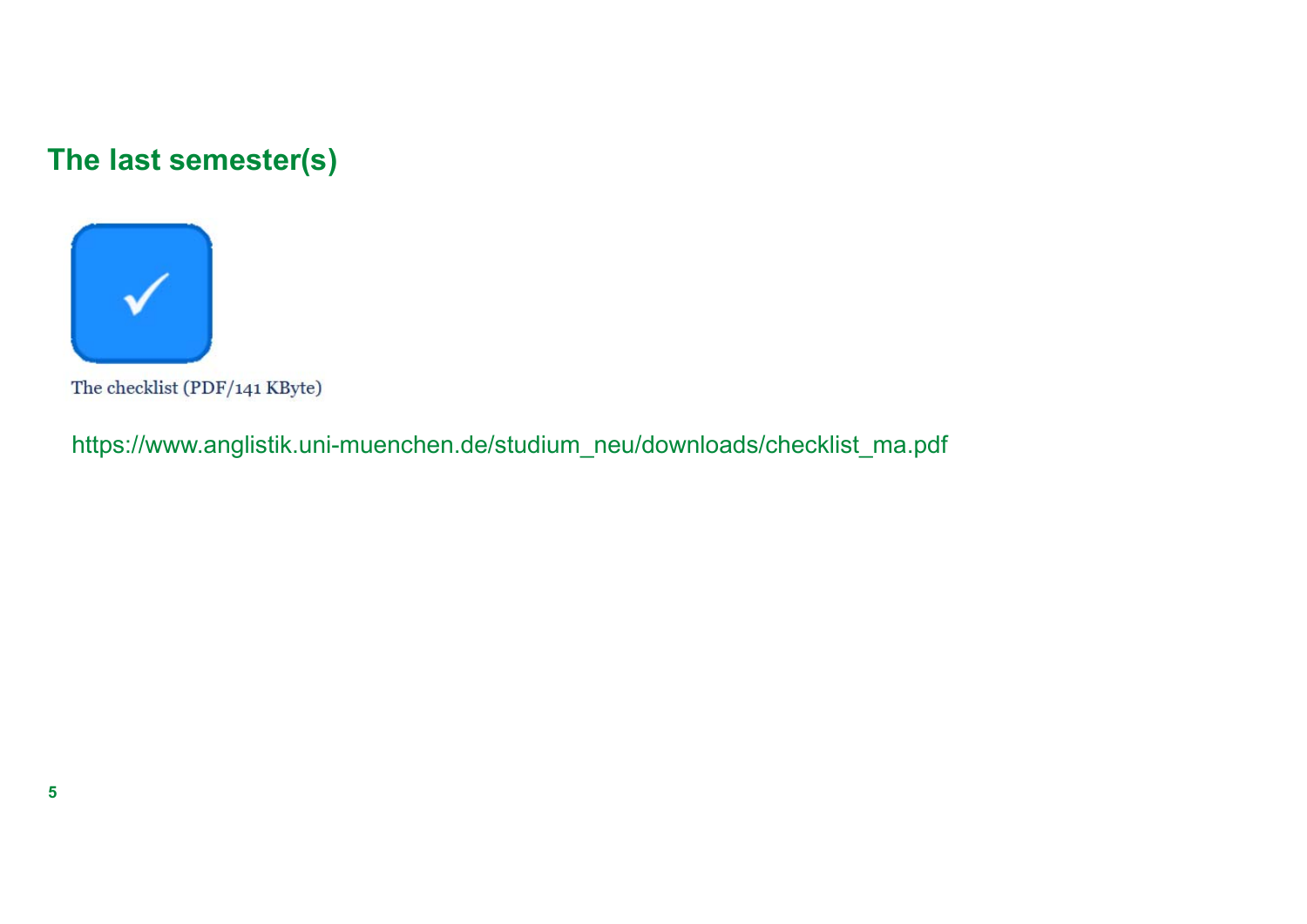## The last semester(s)

The checklist (PDF/141 KByte)

https://www.anglistik.uni-muenchen.de/studium_neu/downloads/checklist_ma.pdf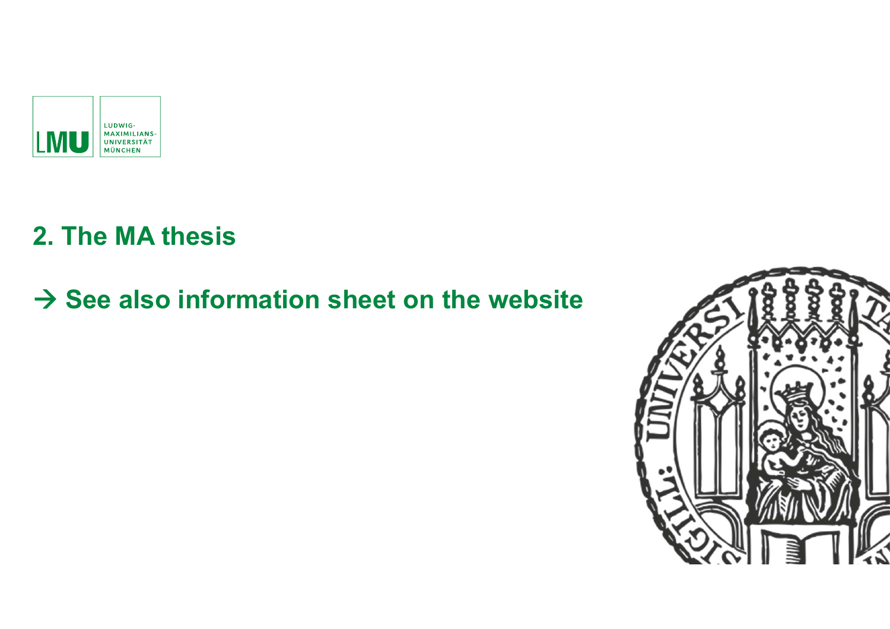## 2. The MA thesis

## → See also information sheet on the website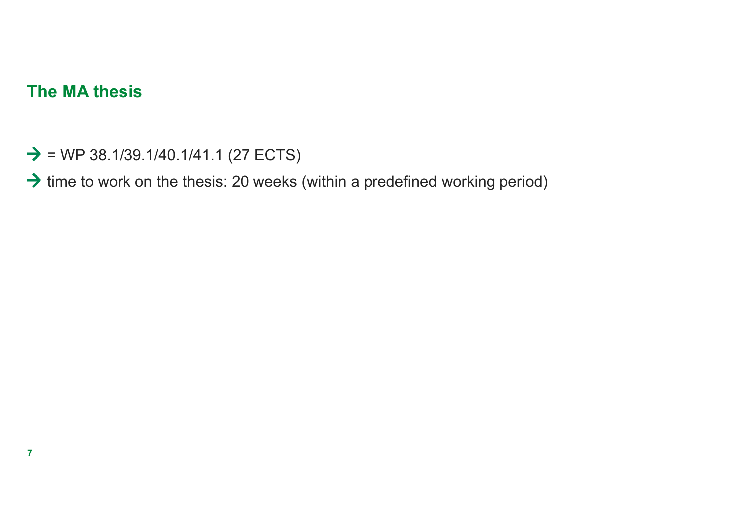## The MA thesis

→ = WP 38.1/39.1/40.1/41.1 (27 ECTS)

→ time to work on the thesis: 20 weeks (within a predefined working period)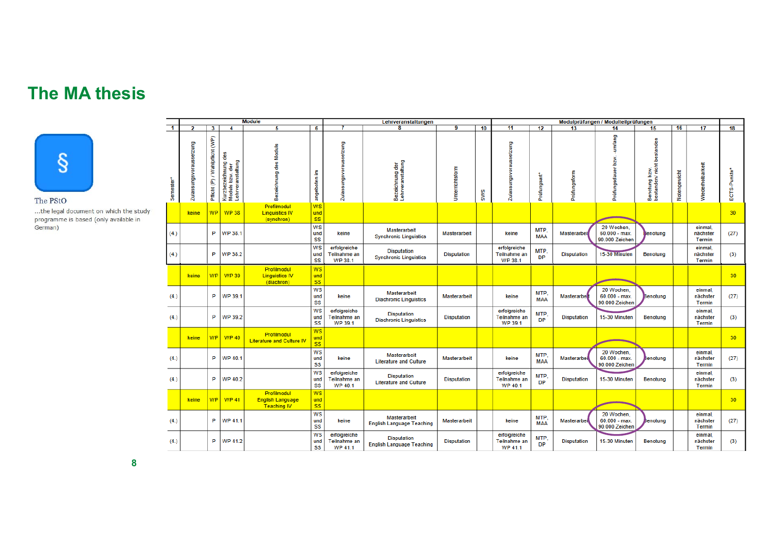# The MA thesis

§

The PStO

...the legal document on which the study programme is based (only available in German)

| Module | | | | | | Lehrveranstaltungen | | | | Modulprüfungen / Modulteilprüfungen | | | | | | | |
|---|---|---|---|---|---|---|---|---|---|---|---|---|---|---|---|---|---|
| 1 | 2 | 3 | 4 | 5 | 6 | 7 | 8 | 9 | 10 | 11 | 12 | 13 | 14 | 15 | 16 | 17 | 18 |
| Semester* | Zulassungsvoraussetzung | Pflicht (P) / Wahlpflicht (WP) | Kurzbezeichnung des Moduls bzw. der Lehrveranstaltung | Bezeichnung des Moduls | angeboten im | Zulassungsvoraussetzung | Bezeichnung der Lehrveranstaltung | Unterrichtsform | SWS | Zulassungsvoraussetzung | Prüfungsart* | Prüfungsform | Prüfungsdauer bzw. -umfang | Benotung bzw. bestanden/ nicht bestanden | Notengewicht | Wiederholbarkeit | ECTS-Punkte* |
| | keine | WP | WP 38 | Profilmodul Linguistics IV (synchron) | WS und SS | | | | | | | | | | | | 30 |
| (4.) | | P | WP 38.1 | | WS und SS | keine | Masterarbeit Synchronic Linguistics | Masterarbeit | | keine | MTP, MAA | Masterarbeit | 20 Wochen, 60.000 - max. 90.000 Zeichen | Benotung | | einmal, nächster Termin | (27) |
| (4.) | | P | WP 38.2 | | WS und SS | erfolgreiche Teilnahme an WP 38.1 | Disputation Synchronic Linguistics | Disputation | | erfolgreiche Teilnahme an WP 38.1 | MTP, DP | Disputation | 15-30 Minuten | Benotung | | einmal, nächster Termin | (3) |
| | keine | WP | WP 39 | Profilmodul Linguistics IV (diachron) | WS und SS | | | | | | | | | | | | 30 |
| (4.) | | P | WP 39.1 | | WS und SS | keine | Masterarbeit Diachronic Linguistics | Masterarbeit | | keine | MTP, MAA | Masterarbeit | 20 Wochen, 60.000 - max. 90.000 Zeichen | Benotung | | einmal, nächster Termin | (27) |
| (4.) | | P | WP 39.2 | | WS und SS | erfolgreiche Teilnahme an WP 39.1 | Disputation Diachronic Linguistics | Disputation | | erfolgreiche Teilnahme an WP 39.1 | MTP, DP | Disputation | 15-30 Minuten | Benotung | | einmal, nächster Termin | (3) |
| | keine | WP | WP 40 | Profilmodul Literature and Culture IV | WS und SS | | | | | | | | | | | | 30 |
| (4.) | | P | WP 40.1 | | WS und SS | keine | Masterarbeit Literature and Culture | Masterarbeit | | keine | MTP, MAA | Masterarbeit | 20 Wochen, 60.000 - max. 90.000 Zeichen | Benotung | | einmal, nächster Termin | (27) |
| (4.) | | P | WP 40.2 | | WS und SS | erfolgreiche Teilnahme an WP 40.1 | Disputation Literature and Culture | Disputation | | erfolgreiche Teilnahme an WP 40.1 | MTP, DP | Disputation | 15-30 Minuten | Benotung | | einmal, nächster Termin | (3) |
| | keine | WP | WP 41 | Profilmodul English Language Teaching IV | WS und SS | | | | | | | | | | | | 30 |
| (4.) | | P | WP 41.1 | | WS und SS | keine | Masterarbeit English Language Teaching | Masterarbeit | | keine | MTP, MAA | Masterarbeit | 20 Wochen, 60.000 - max. 90.000 Zeichen | Benotung | | einmal, nächster Termin | (27) |
| (4.) | | P | WP 41.2 | | WS und SS | erfolgreiche Teilnahme an WP 41.1 | Disputation English Language Teaching | Disputation | | erfolgreiche Teilnahme an WP 41.1 | MTP, DP | Disputation | 15-30 Minuten | Benotung | | einmal, nächster Termin | (3) |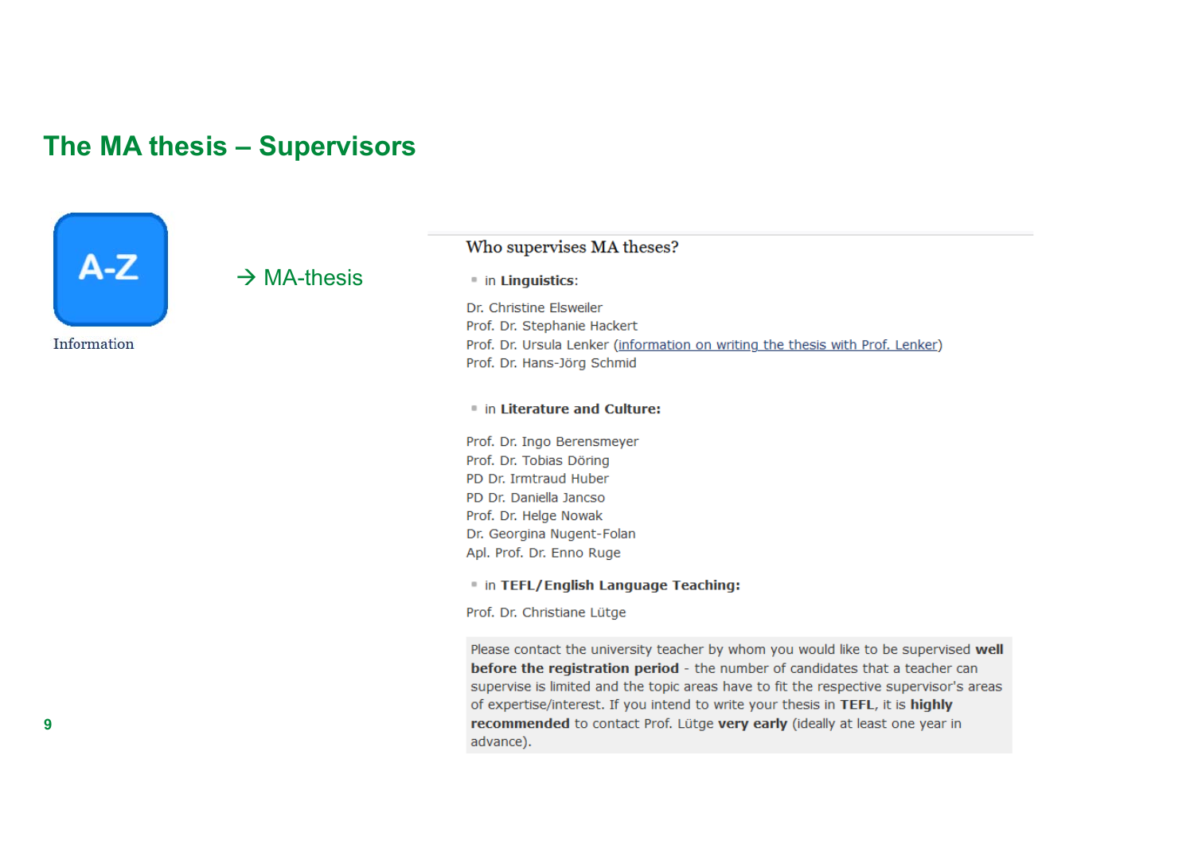# The MA thesis – Supervisors

A-Z

Information

→ MA-thesis

### Who supervises MA theses?

- in **Linguistics**:

Dr. Christine Elsweiler
Prof. Dr. Stephanie Hackert
Prof. Dr. Ursula Lenker (information on writing the thesis with Prof. Lenker)
Prof. Dr. Hans-Jörg Schmid

- in **Literature and Culture:**

Prof. Dr. Ingo Berensmeyer
Prof. Dr. Tobias Döring
PD Dr. Irmtraud Huber
PD Dr. Daniella Jancso
Prof. Dr. Helge Nowak
Dr. Georgina Nugent-Folan
Apl. Prof. Dr. Enno Ruge

- in **TEFL/English Language Teaching:**

Prof. Dr. Christiane Lütge

Please contact the university teacher by whom you would like to be supervised **well before the registration period** - the number of candidates that a teacher can supervise is limited and the topic areas have to fit the respective supervisor's areas of expertise/interest. If you intend to write your thesis in **TEFL**, it is **highly recommended** to contact Prof. Lütge **very early** (ideally at least one year in advance).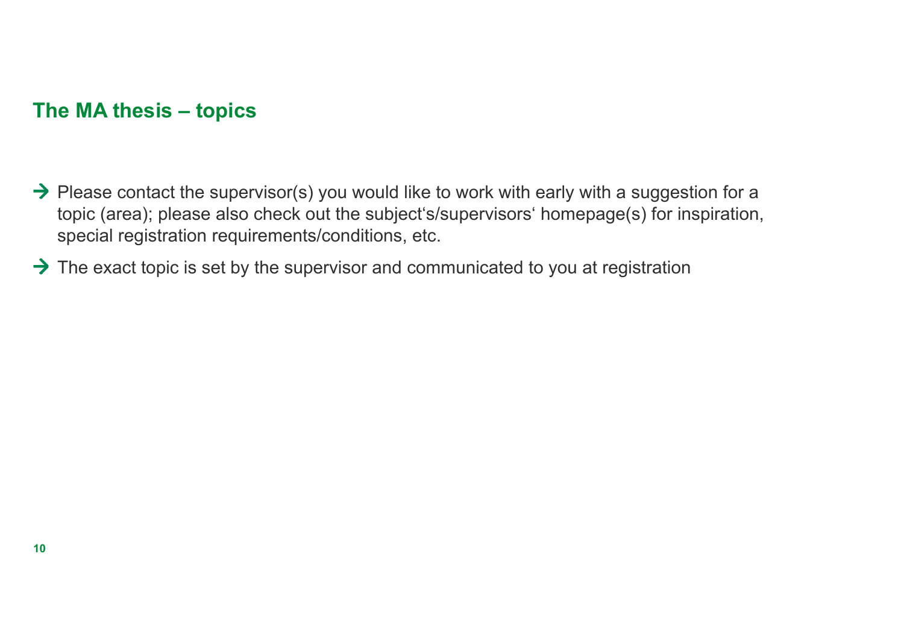## The MA thesis – topics

- → Please contact the supervisor(s) you would like to work with early with a suggestion for a topic (area); please also check out the subject's/supervisors' homepage(s) for inspiration, special registration requirements/conditions, etc.
- → The exact topic is set by the supervisor and communicated to you at registration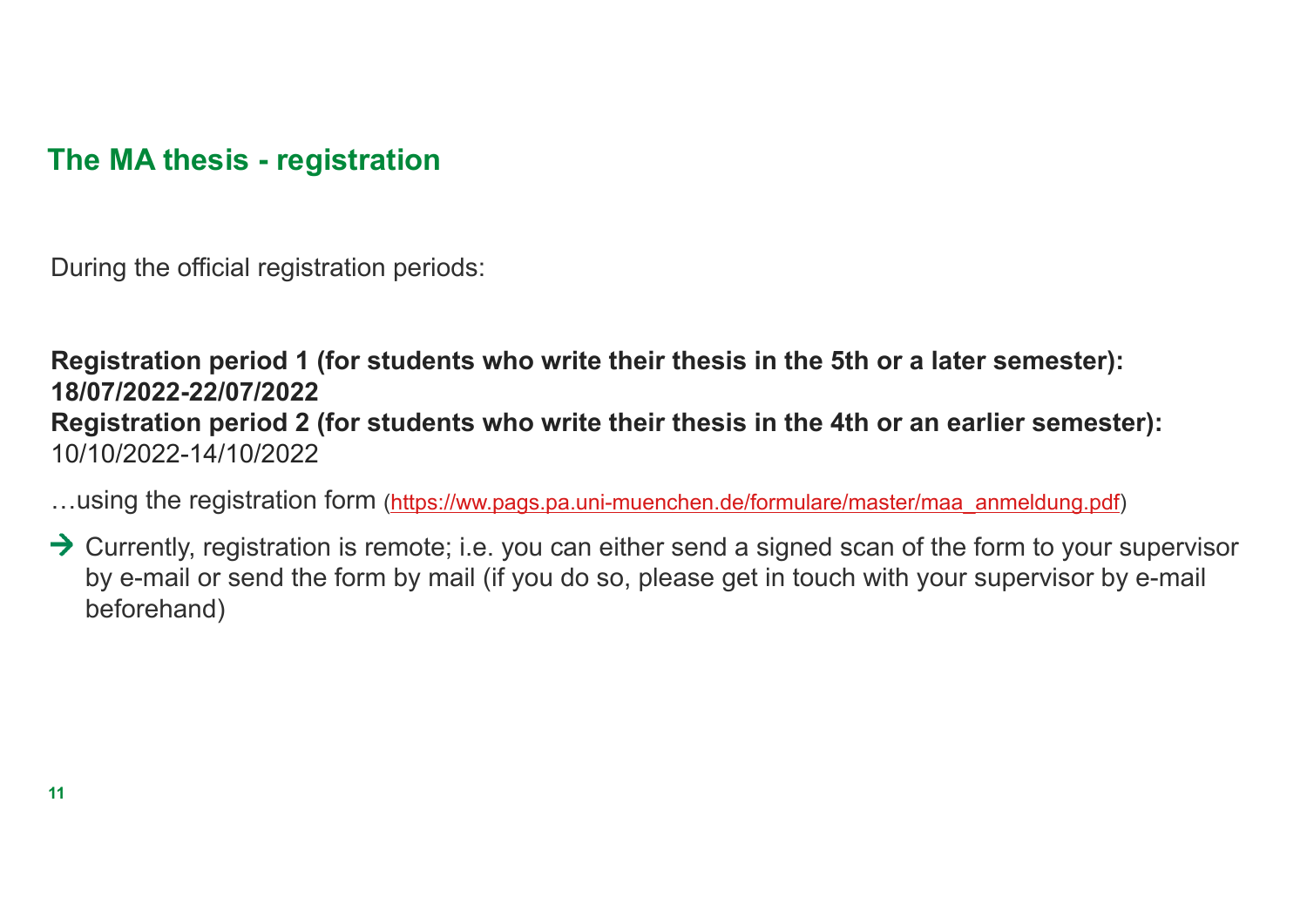## The MA thesis - registration

During the official registration periods:

**Registration period 1 (for students who write their thesis in the 5th or a later semester): 18/07/2022-22/07/2022**
**Registration period 2 (for students who write their thesis in the 4th or an earlier semester):** 10/10/2022-14/10/2022

…using the registration form (https://ww.pags.pa.uni-muenchen.de/formulare/master/maa_anmeldung.pdf)

→ Currently, registration is remote; i.e. you can either send a signed scan of the form to your supervisor by e-mail or send the form by mail (if you do so, please get in touch with your supervisor by e-mail beforehand)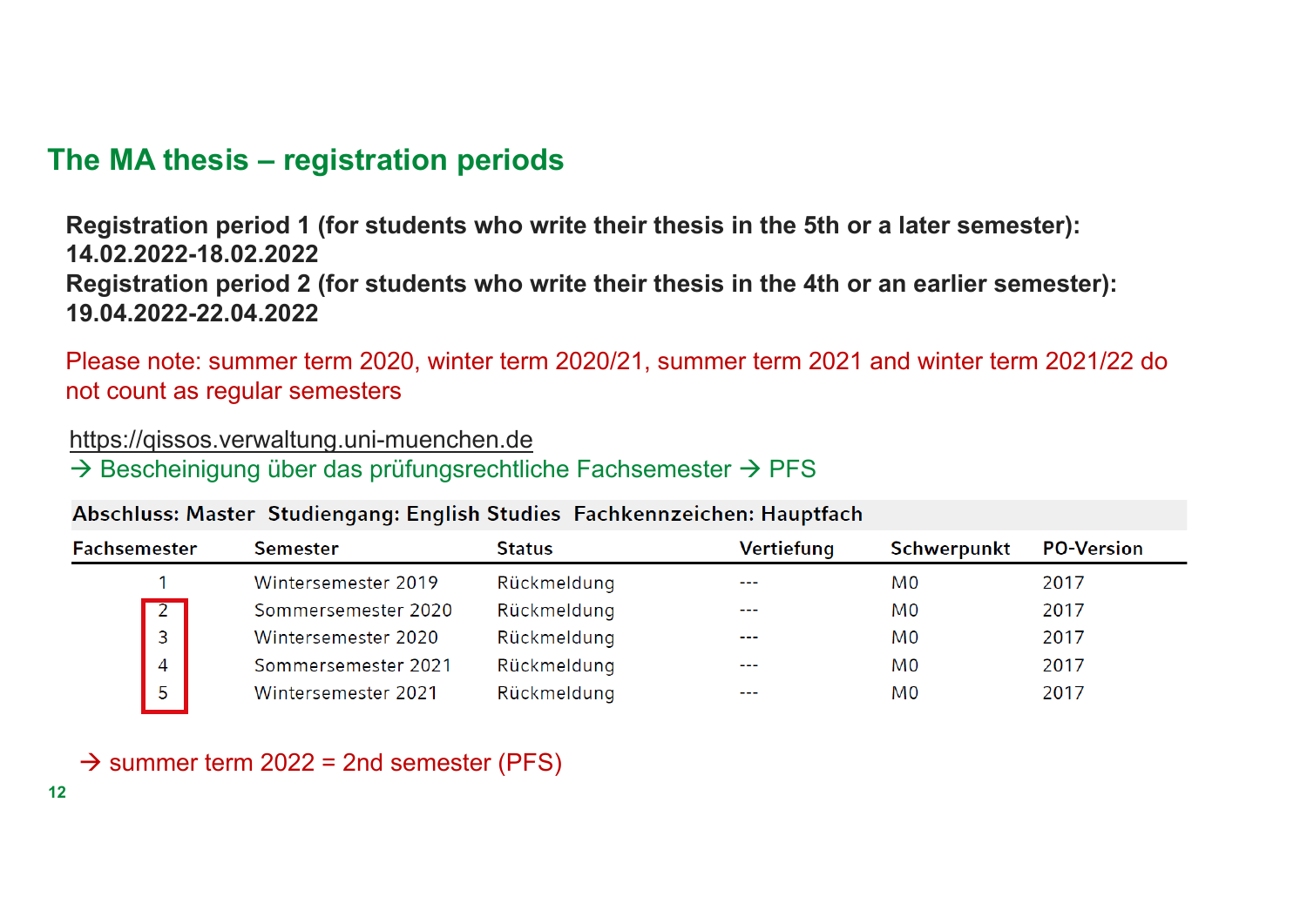## The MA thesis – registration periods

**Registration period 1 (for students who write their thesis in the 5th or a later semester): 14.02.2022-18.02.2022**
**Registration period 2 (for students who write their thesis in the 4th or an earlier semester): 19.04.2022-22.04.2022**

Please note: summer term 2020, winter term 2020/21, summer term 2021 and winter term 2021/22 do not count as regular semesters

https://qissos.verwaltung.uni-muenchen.de
→ Bescheinigung über das prüfungsrechtliche Fachsemester → PFS

**Abschluss: Master Studiengang: English Studies Fachkennzeichen: Hauptfach**

| Fachsemester | Semester | Status | Vertiefung | Schwerpunkt | PO-Version |
|---|---|---|---|---|---|
| 1 | Wintersemester 2019 | Rückmeldung | --- | M0 | 2017 |
| 2 | Sommersemester 2020 | Rückmeldung | --- | M0 | 2017 |
| 3 | Wintersemester 2020 | Rückmeldung | --- | M0 | 2017 |
| 4 | Sommersemester 2021 | Rückmeldung | --- | M0 | 2017 |
| 5 | Wintersemester 2021 | Rückmeldung | --- | M0 | 2017 |

→ summer term 2022 = 2nd semester (PFS)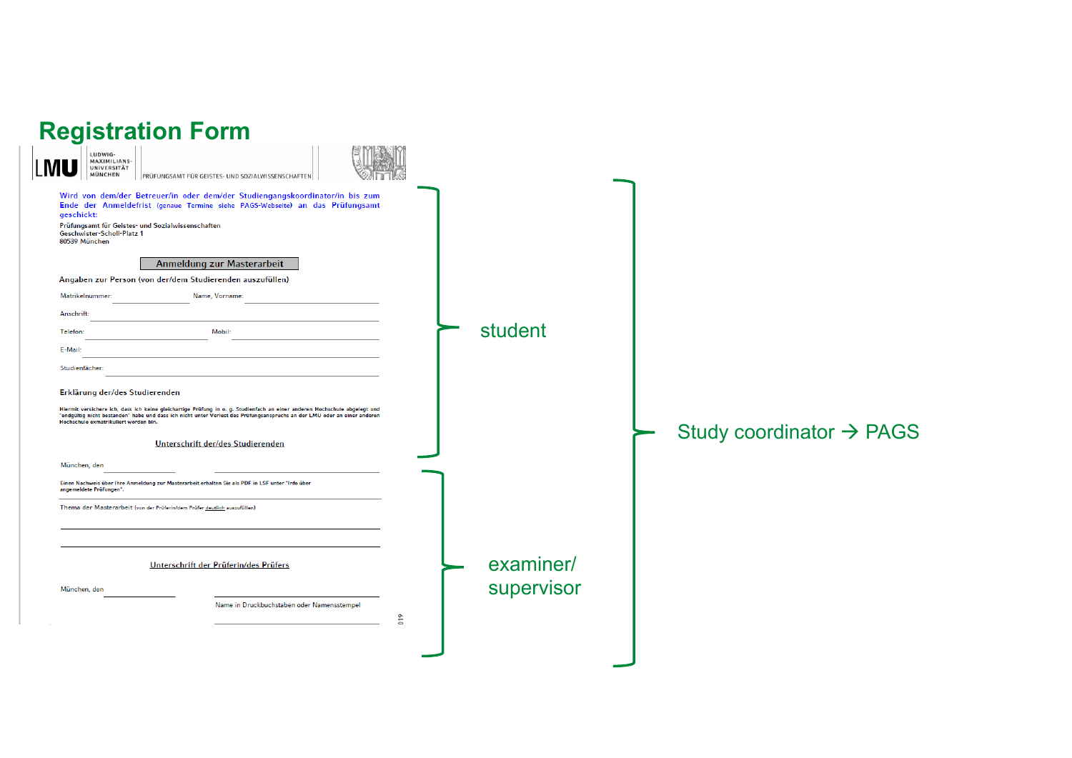# Registration Form

LMU | LUDWIG-MAXIMILIANS-UNIVERSITÄT MÜNCHEN | PRÜFUNGSAMT FÜR GEISTES- UND SOZIALWISSENSCHAFTEN

Wird von dem/der Betreuer/in oder dem/der Studiengangskoordinator/in bis zum Ende der Anmeldefrist (genaue Termine siehe PAGS-Webseite) an das Prüfungsamt geschickt:

Prüfungsamt für Geistes- und Sozialwissenschaften
Geschwister-Scholl-Platz 1
80539 München

**Anmeldung zur Masterarbeit**

**Angaben zur Person (von der/dem Studierenden auszufüllen)**

Matrikelnummer: ____________ Name, Vorname: ____________

Anschrift: ____________

Telefon: ____________ Mobil: ____________

E-Mail: ____________

Studienfächer: ____________

**Erklärung der/des Studierenden**

**Hiermit versichere ich, dass ich keine gleichartige Prüfung in o. g. Studienfach an einer anderen Hochschule abgelegt und "endgültig nicht bestanden" habe und dass ich nicht unter Verlust des Prüfungsanspruchs an der LMU oder an einer anderen Hochschule exmatrikuliert worden bin.**

Unterschrift der/des Studierenden

München, den ____________ ____________

Einen Nachweis über Ihre Anmeldung zur Masterarbeit erhalten Sie als PDF in LSF unter "Info über angemeldete Prüfungen".

Thema der Masterarbeit (von der Prüferin/dem Prüfer deutlich auszufüllen)

____________

____________

Unterschrift der Prüferin/des Prüfers

München, den ____________ ____________

Name in Druckbuchstaben oder Namensstempel

019

student

examiner/ supervisor

Study coordinator → PAGS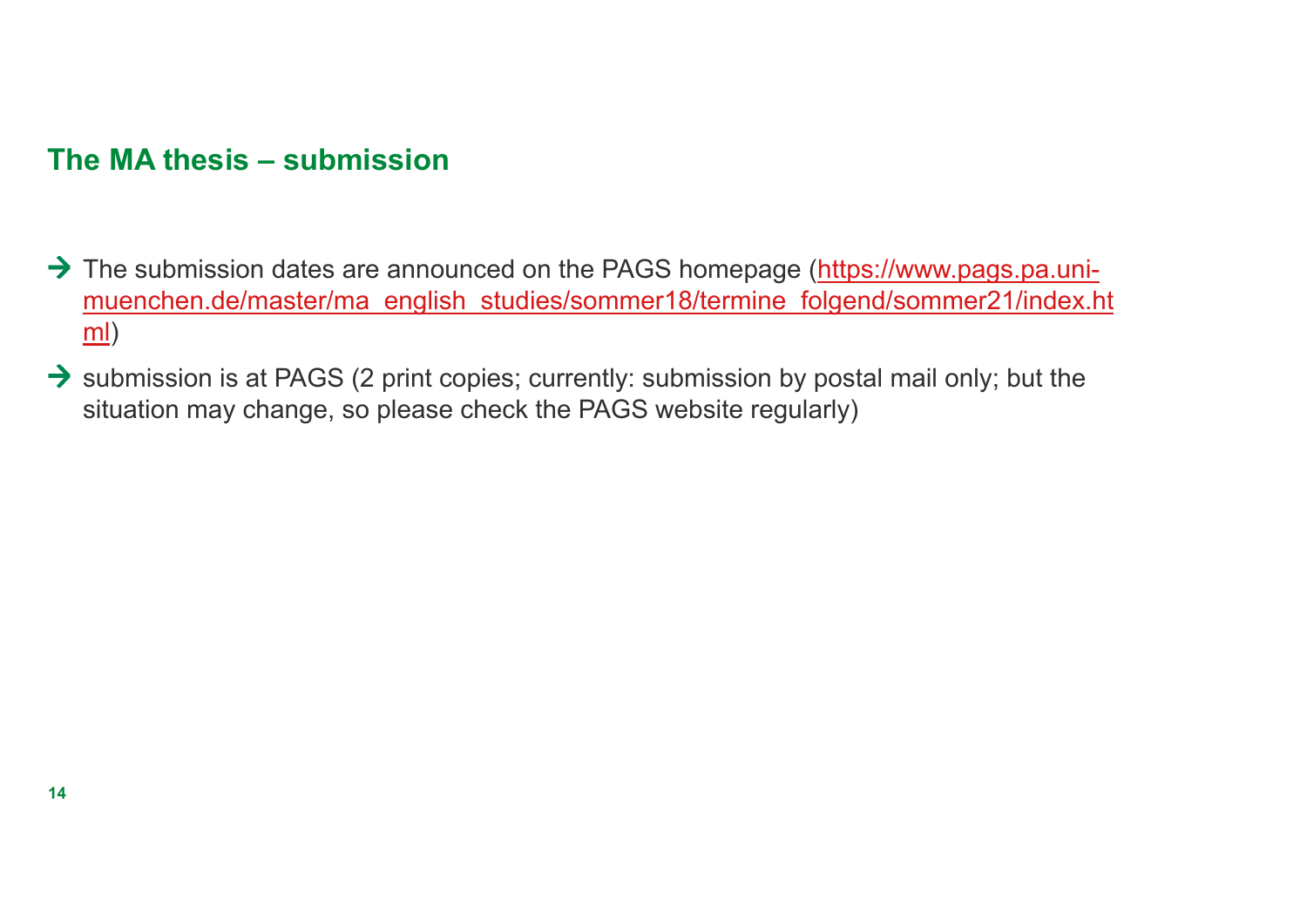## The MA thesis – submission

- → The submission dates are announced on the PAGS homepage (https://www.pags.pa.uni-muenchen.de/master/ma_english_studies/sommer18/termine_folgend/sommer21/index.html)
- → submission is at PAGS (2 print copies; currently: submission by postal mail only; but the situation may change, so please check the PAGS website regularly)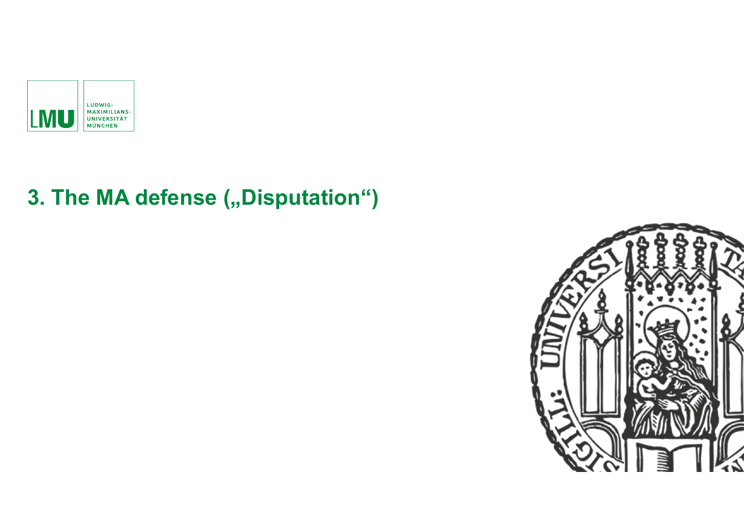## 3. The MA defense („Disputation“)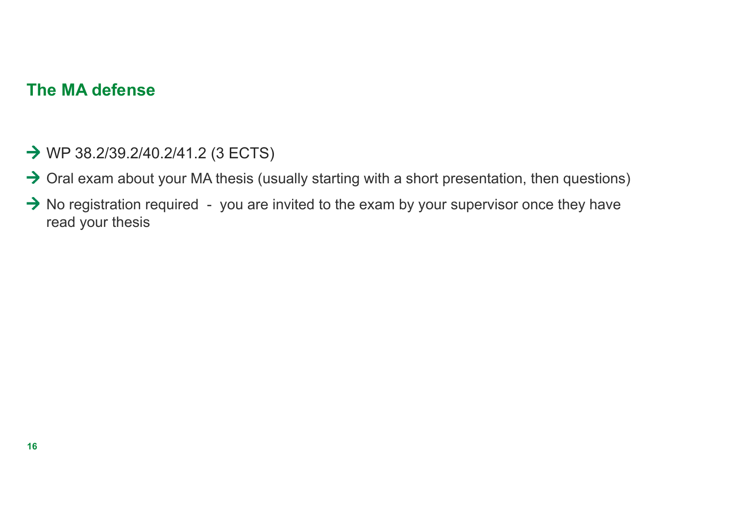## The MA defense

- → WP 38.2/39.2/40.2/41.2 (3 ECTS)
- → Oral exam about your MA thesis (usually starting with a short presentation, then questions)
- → No registration required - you are invited to the exam by your supervisor once they have read your thesis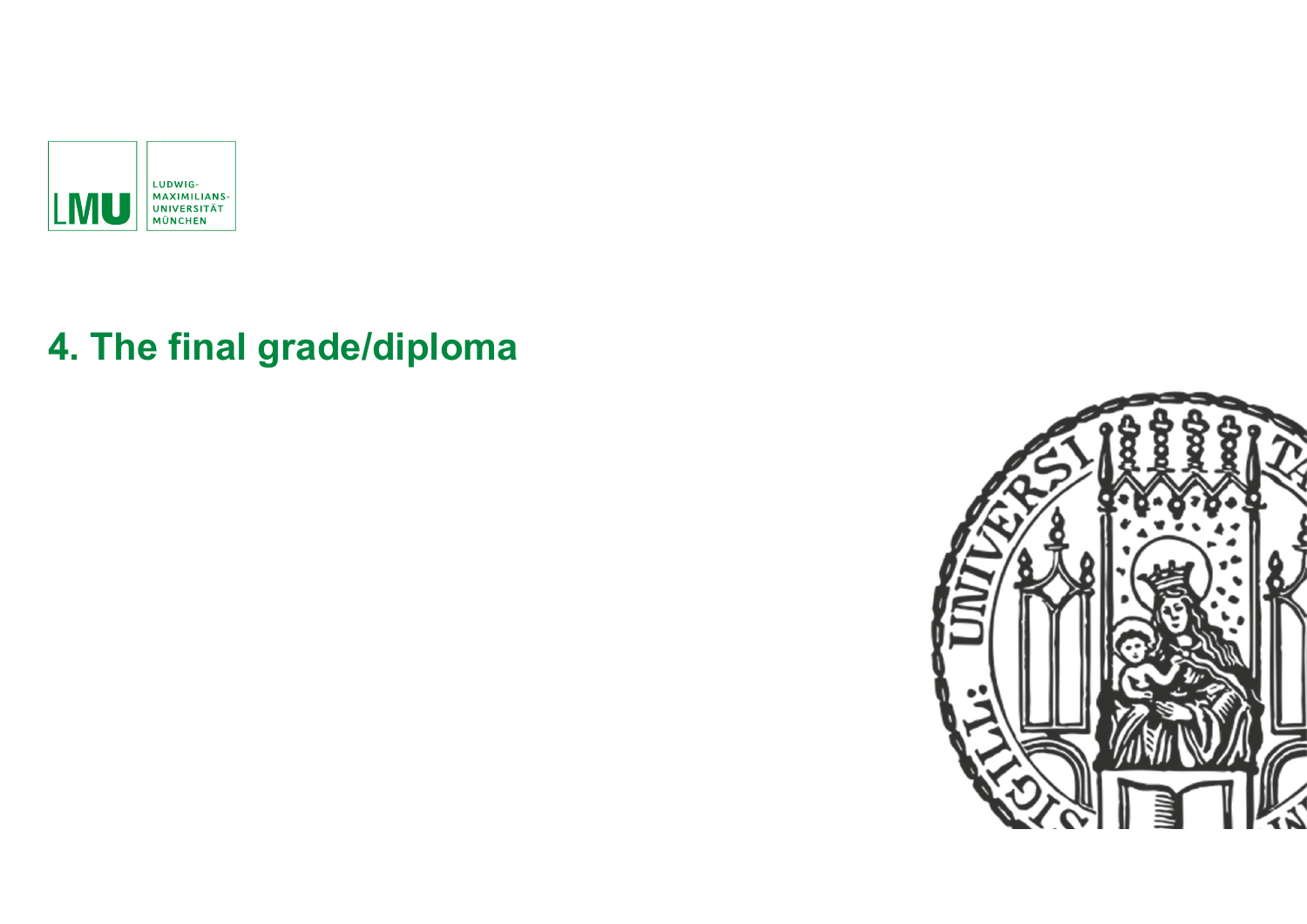# 4. The final grade/diploma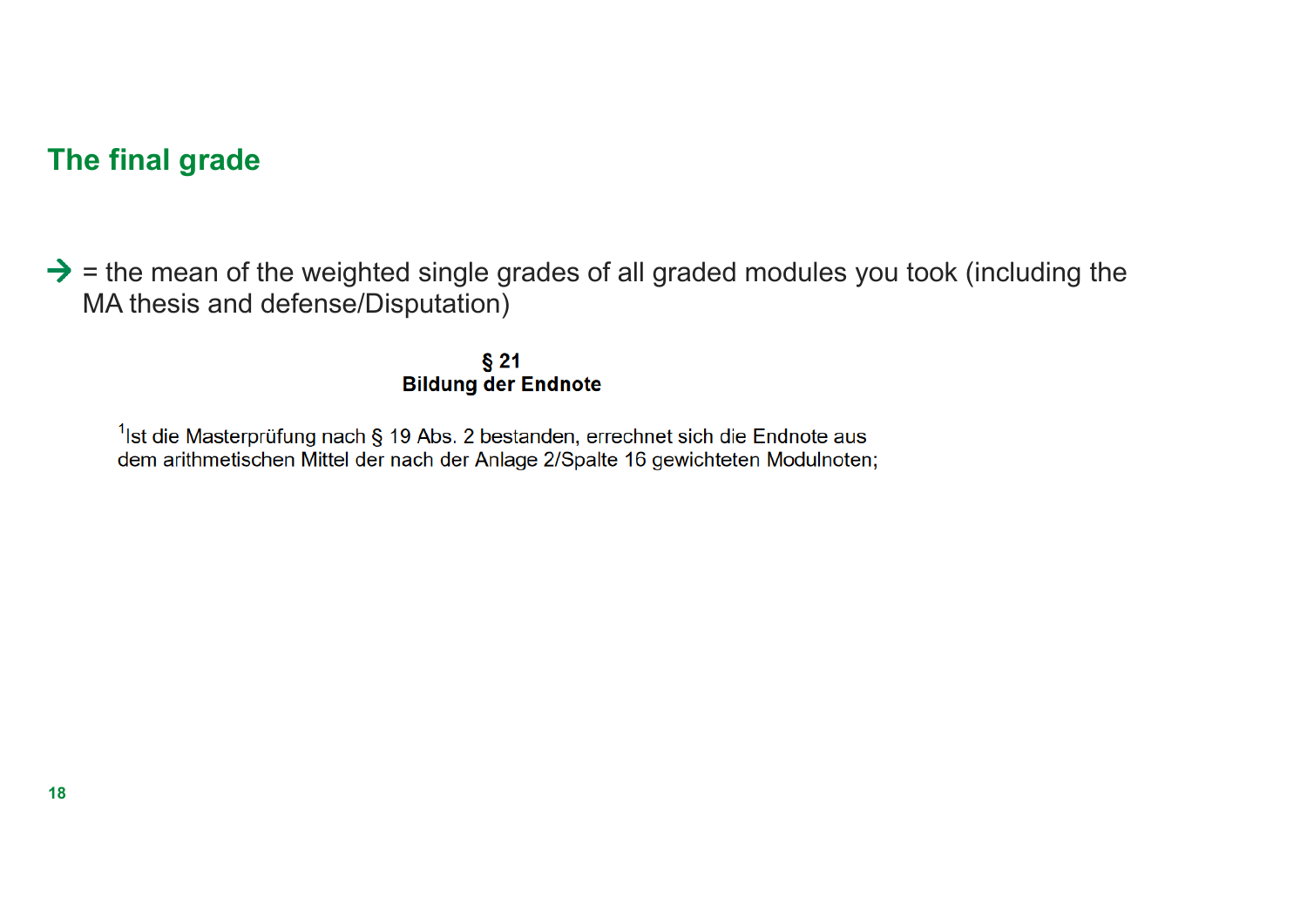## The final grade

→ = the mean of the weighted single grades of all graded modules you took (including the MA thesis and defense/Disputation)

**§ 21**
**Bildung der Endnote**

[1]Ist die Masterprüfung nach § 19 Abs. 2 bestanden, errechnet sich die Endnote aus dem arithmetischen Mittel der nach der Anlage 2/Spalte 16 gewichteten Modulnoten;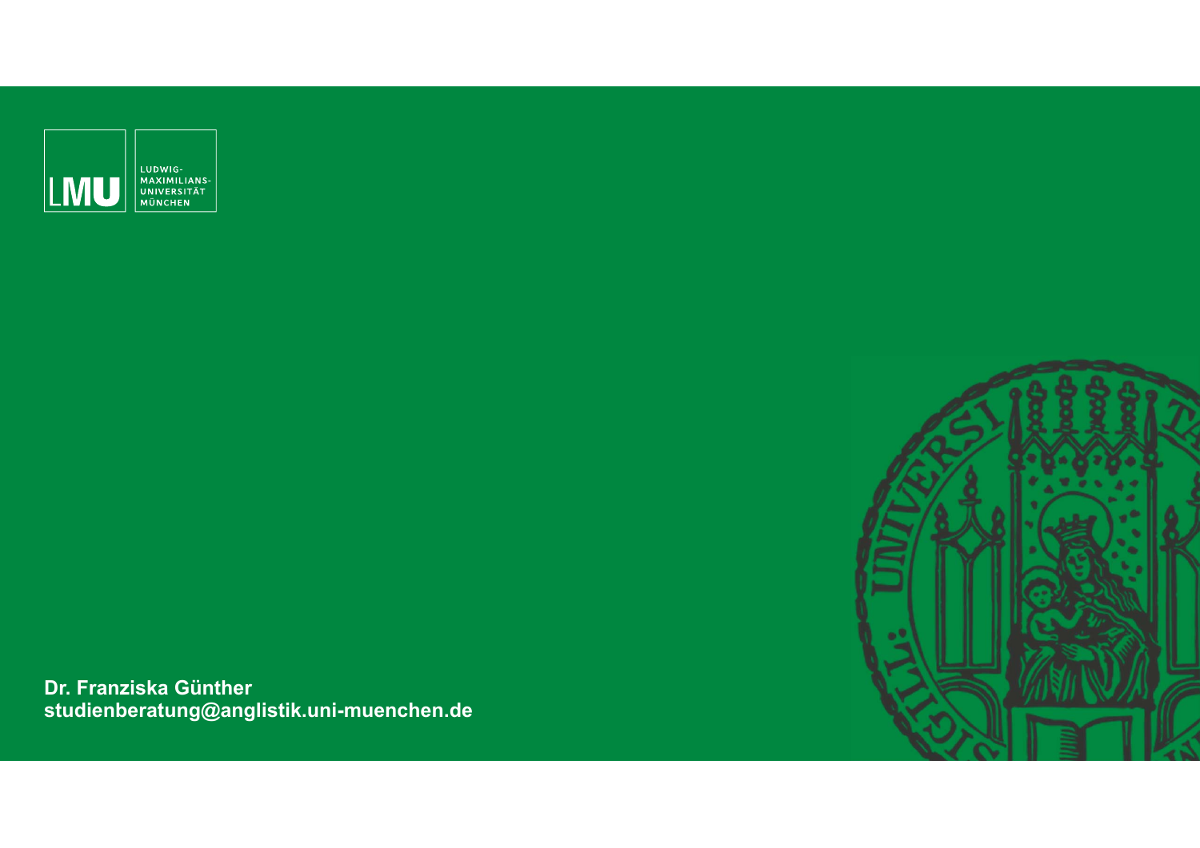Dr. Franziska Günther
studienberatung@anglistik.uni-muenchen.de